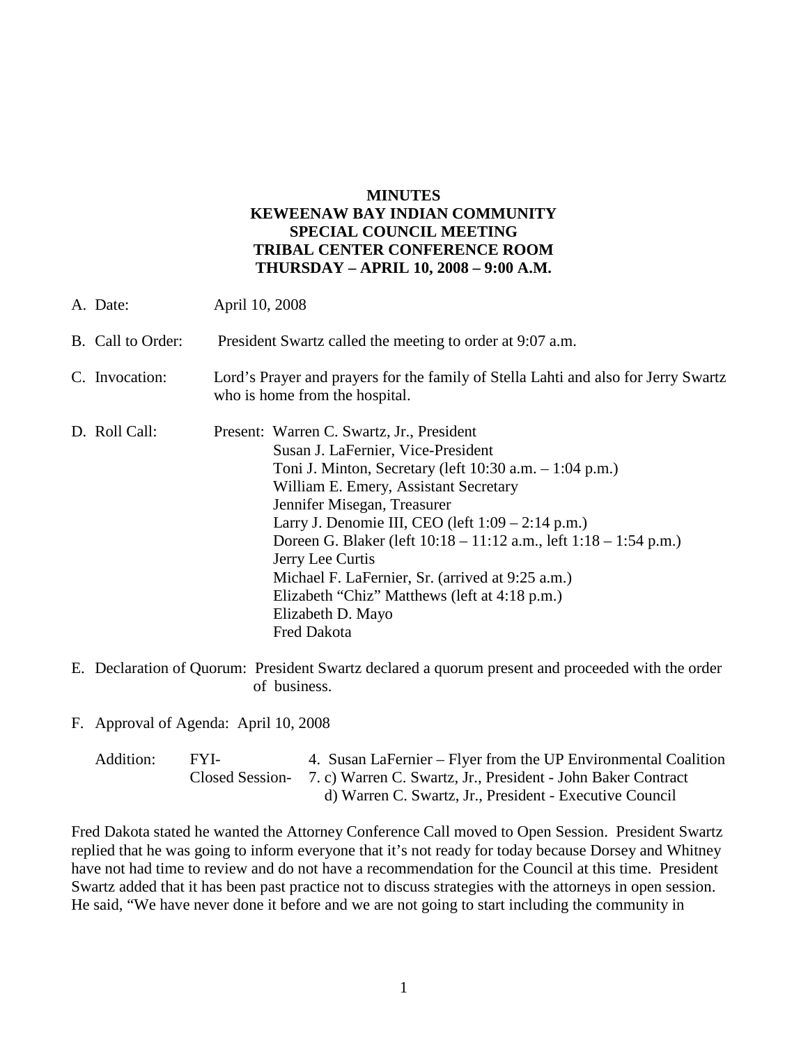# MINUTES
# KEWEENAW BAY INDIAN COMMUNITY
# SPECIAL COUNCIL MEETING
# TRIBAL CENTER CONFERENCE ROOM
# THURSDAY – APRIL 10, 2008 – 9:00 A.M.

A. Date: April 10, 2008

B. Call to Order: President Swartz called the meeting to order at 9:07 a.m.

C. Invocation: Lord's Prayer and prayers for the family of Stella Lahti and also for Jerry Swartz who is home from the hospital.

D. Roll Call: Present:
   - Warren C. Swartz, Jr., President
   - Susan J. LaFernier, Vice-President
   - Toni J. Minton, Secretary (left 10:30 a.m. – 1:04 p.m.)
   - William E. Emery, Assistant Secretary
   - Jennifer Misegan, Treasurer
   - Larry J. Denomie III, CEO (left 1:09 – 2:14 p.m.)
   - Doreen G. Blaker (left 10:18 – 11:12 a.m., left 1:18 – 1:54 p.m.)
   - Jerry Lee Curtis
   - Michael F. LaFernier, Sr. (arrived at 9:25 a.m.)
   - Elizabeth "Chiz" Matthews (left at 4:18 p.m.)
   - Elizabeth D. Mayo
   - Fred Dakota

E. Declaration of Quorum: President Swartz declared a quorum present and proceeded with the order of business.

F. Approval of Agenda: April 10, 2008

Addition:
- FYI- 4. Susan LaFernier – Flyer from the UP Environmental Coalition
- Closed Session- 7. c) Warren C. Swartz, Jr., President - John Baker Contract
  - d) Warren C. Swartz, Jr., President - Executive Council

Fred Dakota stated he wanted the Attorney Conference Call moved to Open Session. President Swartz replied that he was going to inform everyone that it's not ready for today because Dorsey and Whitney have not had time to review and do not have a recommendation for the Council at this time. President Swartz added that it has been past practice not to discuss strategies with the attorneys in open session. He said, "We have never done it before and we are not going to start including the community in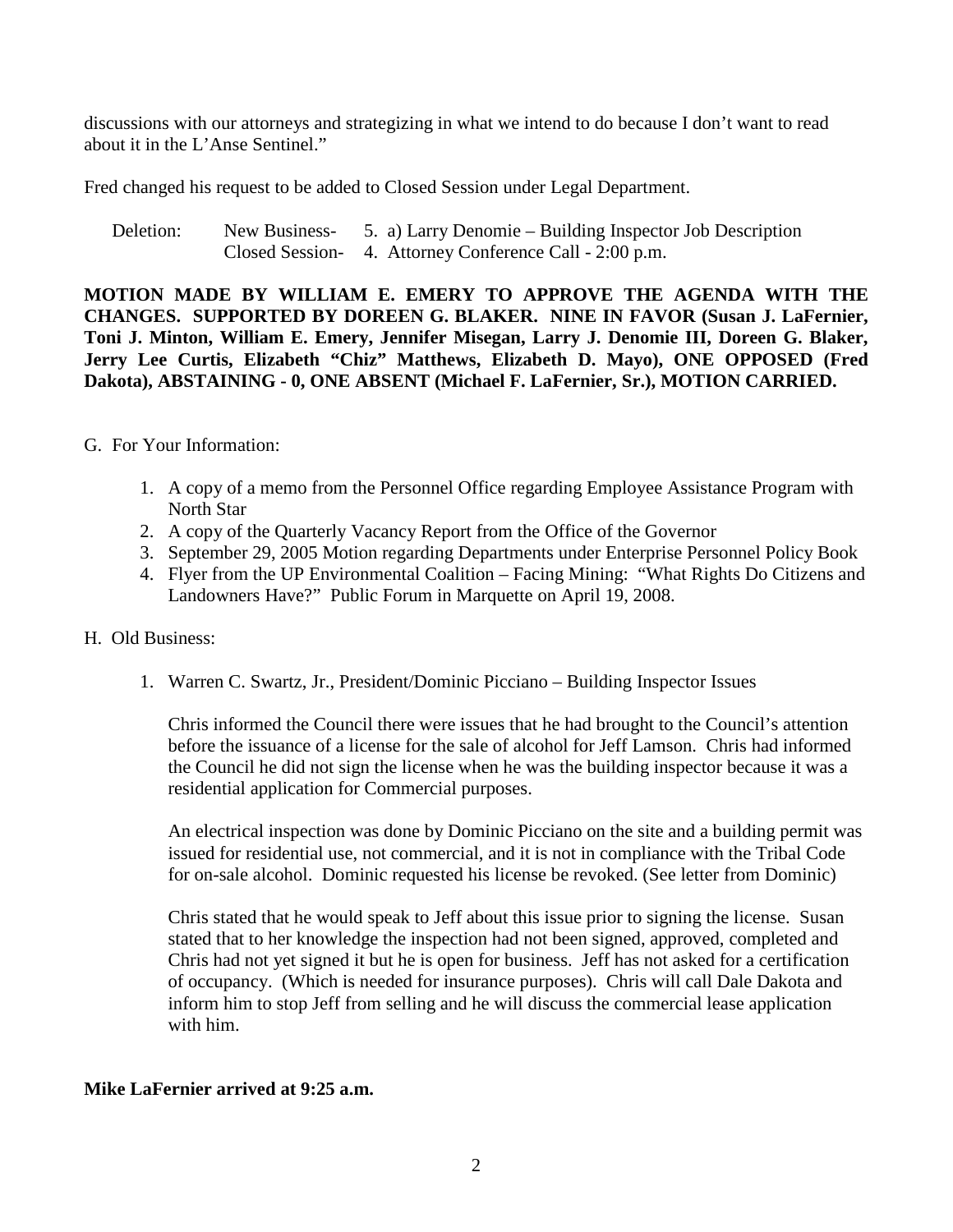discussions with our attorneys and strategizing in what we intend to do because I don't want to read about it in the L'Anse Sentinel."

Fred changed his request to be added to Closed Session under Legal Department.

Deletion: New Business- 5. a) Larry Denomie – Building Inspector Job Description
Closed Session- 4. Attorney Conference Call - 2:00 p.m.

**MOTION MADE BY WILLIAM E. EMERY TO APPROVE THE AGENDA WITH THE CHANGES. SUPPORTED BY DOREEN G. BLAKER. NINE IN FAVOR (Susan J. LaFernier, Toni J. Minton, William E. Emery, Jennifer Misegan, Larry J. Denomie III, Doreen G. Blaker, Jerry Lee Curtis, Elizabeth "Chiz" Matthews, Elizabeth D. Mayo), ONE OPPOSED (Fred Dakota), ABSTAINING - 0, ONE ABSENT (Michael F. LaFernier, Sr.), MOTION CARRIED.**

G. For Your Information:

1. A copy of a memo from the Personnel Office regarding Employee Assistance Program with North Star
2. A copy of the Quarterly Vacancy Report from the Office of the Governor
3. September 29, 2005 Motion regarding Departments under Enterprise Personnel Policy Book
4. Flyer from the UP Environmental Coalition – Facing Mining: "What Rights Do Citizens and Landowners Have?" Public Forum in Marquette on April 19, 2008.

H. Old Business:

1. Warren C. Swartz, Jr., President/Dominic Picciano – Building Inspector Issues

   Chris informed the Council there were issues that he had brought to the Council's attention before the issuance of a license for the sale of alcohol for Jeff Lamson. Chris had informed the Council he did not sign the license when he was the building inspector because it was a residential application for Commercial purposes.

   An electrical inspection was done by Dominic Picciano on the site and a building permit was issued for residential use, not commercial, and it is not in compliance with the Tribal Code for on-sale alcohol. Dominic requested his license be revoked. (See letter from Dominic)

   Chris stated that he would speak to Jeff about this issue prior to signing the license. Susan stated that to her knowledge the inspection had not been signed, approved, completed and Chris had not yet signed it but he is open for business. Jeff has not asked for a certification of occupancy. (Which is needed for insurance purposes). Chris will call Dale Dakota and inform him to stop Jeff from selling and he will discuss the commercial lease application with him.

**Mike LaFernier arrived at 9:25 a.m.**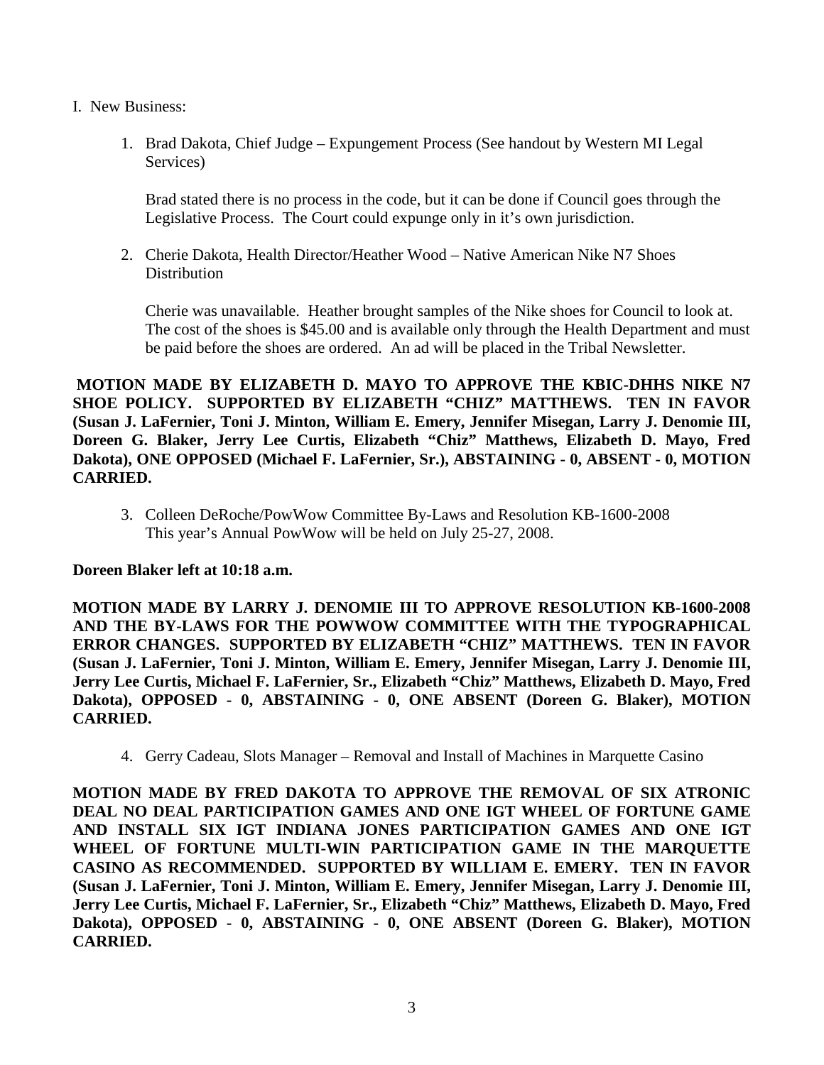I. New Business:

1. Brad Dakota, Chief Judge – Expungement Process (See handout by Western MI Legal Services)

   Brad stated there is no process in the code, but it can be done if Council goes through the Legislative Process. The Court could expunge only in it's own jurisdiction.

2. Cherie Dakota, Health Director/Heather Wood – Native American Nike N7 Shoes Distribution

   Cherie was unavailable. Heather brought samples of the Nike shoes for Council to look at. The cost of the shoes is $45.00 and is available only through the Health Department and must be paid before the shoes are ordered. An ad will be placed in the Tribal Newsletter.

**MOTION MADE BY ELIZABETH D. MAYO TO APPROVE THE KBIC-DHHS NIKE N7 SHOE POLICY. SUPPORTED BY ELIZABETH "CHIZ" MATTHEWS. TEN IN FAVOR (Susan J. LaFernier, Toni J. Minton, William E. Emery, Jennifer Misegan, Larry J. Denomie III, Doreen G. Blaker, Jerry Lee Curtis, Elizabeth "Chiz" Matthews, Elizabeth D. Mayo, Fred Dakota), ONE OPPOSED (Michael F. LaFernier, Sr.), ABSTAINING - 0, ABSENT - 0, MOTION CARRIED.**

3. Colleen DeRoche/PowWow Committee By-Laws and Resolution KB-1600-2008
   This year's Annual PowWow will be held on July 25-27, 2008.

**Doreen Blaker left at 10:18 a.m.**

**MOTION MADE BY LARRY J. DENOMIE III TO APPROVE RESOLUTION KB-1600-2008 AND THE BY-LAWS FOR THE POWWOW COMMITTEE WITH THE TYPOGRAPHICAL ERROR CHANGES. SUPPORTED BY ELIZABETH "CHIZ" MATTHEWS. TEN IN FAVOR (Susan J. LaFernier, Toni J. Minton, William E. Emery, Jennifer Misegan, Larry J. Denomie III, Jerry Lee Curtis, Michael F. LaFernier, Sr., Elizabeth "Chiz" Matthews, Elizabeth D. Mayo, Fred Dakota), OPPOSED - 0, ABSTAINING - 0, ONE ABSENT (Doreen G. Blaker), MOTION CARRIED.**

4. Gerry Cadeau, Slots Manager – Removal and Install of Machines in Marquette Casino

**MOTION MADE BY FRED DAKOTA TO APPROVE THE REMOVAL OF SIX ATRONIC DEAL NO DEAL PARTICIPATION GAMES AND ONE IGT WHEEL OF FORTUNE GAME AND INSTALL SIX IGT INDIANA JONES PARTICIPATION GAMES AND ONE IGT WHEEL OF FORTUNE MULTI-WIN PARTICIPATION GAME IN THE MARQUETTE CASINO AS RECOMMENDED. SUPPORTED BY WILLIAM E. EMERY. TEN IN FAVOR (Susan J. LaFernier, Toni J. Minton, William E. Emery, Jennifer Misegan, Larry J. Denomie III, Jerry Lee Curtis, Michael F. LaFernier, Sr., Elizabeth "Chiz" Matthews, Elizabeth D. Mayo, Fred Dakota), OPPOSED - 0, ABSTAINING - 0, ONE ABSENT (Doreen G. Blaker), MOTION CARRIED.**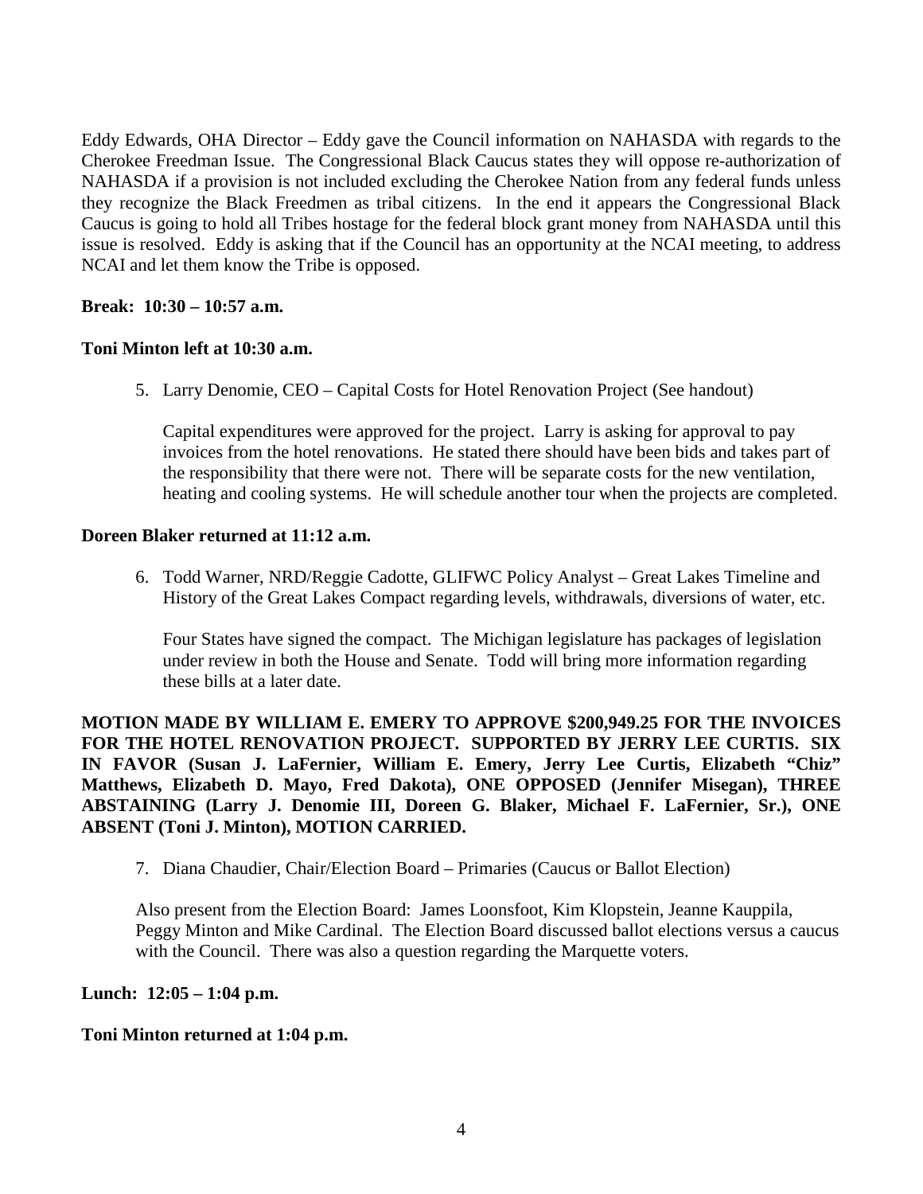Eddy Edwards, OHA Director – Eddy gave the Council information on NAHASDA with regards to the Cherokee Freedman Issue. The Congressional Black Caucus states they will oppose re-authorization of NAHASDA if a provision is not included excluding the Cherokee Nation from any federal funds unless they recognize the Black Freedmen as tribal citizens. In the end it appears the Congressional Black Caucus is going to hold all Tribes hostage for the federal block grant money from NAHASDA until this issue is resolved. Eddy is asking that if the Council has an opportunity at the NCAI meeting, to address NCAI and let them know the Tribe is opposed.

**Break: 10:30 – 10:57 a.m.**

**Toni Minton left at 10:30 a.m.**

5. Larry Denomie, CEO – Capital Costs for Hotel Renovation Project (See handout)

   Capital expenditures were approved for the project. Larry is asking for approval to pay invoices from the hotel renovations. He stated there should have been bids and takes part of the responsibility that there were not. There will be separate costs for the new ventilation, heating and cooling systems. He will schedule another tour when the projects are completed.

**Doreen Blaker returned at 11:12 a.m.**

6. Todd Warner, NRD/Reggie Cadotte, GLIFWC Policy Analyst – Great Lakes Timeline and History of the Great Lakes Compact regarding levels, withdrawals, diversions of water, etc.

   Four States have signed the compact. The Michigan legislature has packages of legislation under review in both the House and Senate. Todd will bring more information regarding these bills at a later date.

**MOTION MADE BY WILLIAM E. EMERY TO APPROVE $200,949.25 FOR THE INVOICES FOR THE HOTEL RENOVATION PROJECT. SUPPORTED BY JERRY LEE CURTIS. SIX IN FAVOR (Susan J. LaFernier, William E. Emery, Jerry Lee Curtis, Elizabeth "Chiz" Matthews, Elizabeth D. Mayo, Fred Dakota), ONE OPPOSED (Jennifer Misegan), THREE ABSTAINING (Larry J. Denomie III, Doreen G. Blaker, Michael F. LaFernier, Sr.), ONE ABSENT (Toni J. Minton), MOTION CARRIED.**

7. Diana Chaudier, Chair/Election Board – Primaries (Caucus or Ballot Election)

   Also present from the Election Board: James Loonsfoot, Kim Klopstein, Jeanne Kauppila, Peggy Minton and Mike Cardinal. The Election Board discussed ballot elections versus a caucus with the Council. There was also a question regarding the Marquette voters.

**Lunch: 12:05 – 1:04 p.m.**

**Toni Minton returned at 1:04 p.m.**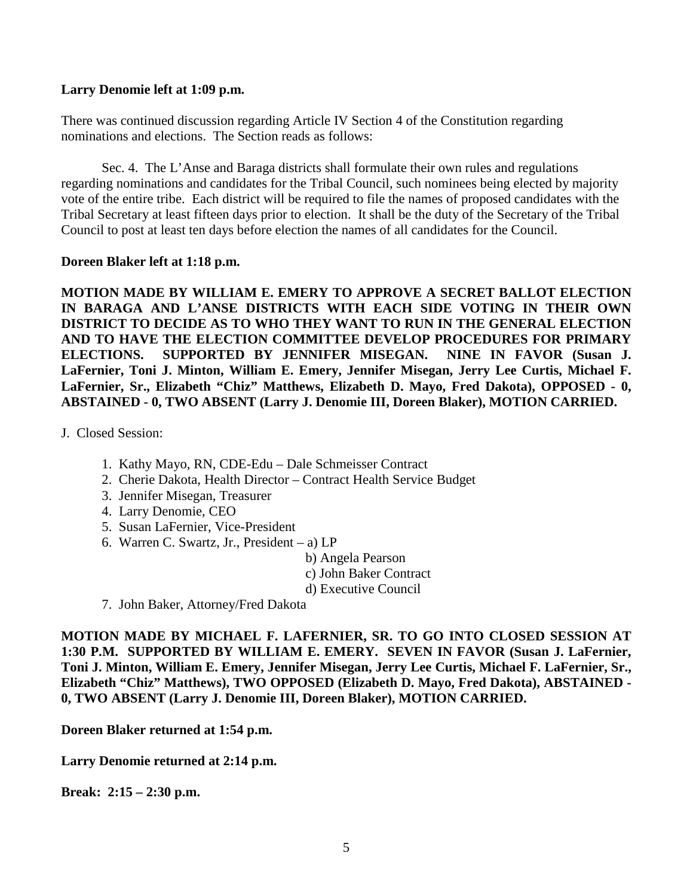**Larry Denomie left at 1:09 p.m.**

There was continued discussion regarding Article IV Section 4 of the Constitution regarding nominations and elections. The Section reads as follows:

Sec. 4. The L'Anse and Baraga districts shall formulate their own rules and regulations regarding nominations and candidates for the Tribal Council, such nominees being elected by majority vote of the entire tribe. Each district will be required to file the names of proposed candidates with the Tribal Secretary at least fifteen days prior to election. It shall be the duty of the Secretary of the Tribal Council to post at least ten days before election the names of all candidates for the Council.

**Doreen Blaker left at 1:18 p.m.**

**MOTION MADE BY WILLIAM E. EMERY TO APPROVE A SECRET BALLOT ELECTION IN BARAGA AND L'ANSE DISTRICTS WITH EACH SIDE VOTING IN THEIR OWN DISTRICT TO DECIDE AS TO WHO THEY WANT TO RUN IN THE GENERAL ELECTION AND TO HAVE THE ELECTION COMMITTEE DEVELOP PROCEDURES FOR PRIMARY ELECTIONS. SUPPORTED BY JENNIFER MISEGAN. NINE IN FAVOR (Susan J. LaFernier, Toni J. Minton, William E. Emery, Jennifer Misegan, Jerry Lee Curtis, Michael F. LaFernier, Sr., Elizabeth "Chiz" Matthews, Elizabeth D. Mayo, Fred Dakota), OPPOSED - 0, ABSTAINED - 0, TWO ABSENT (Larry J. Denomie III, Doreen Blaker), MOTION CARRIED.**

J. Closed Session:

1. Kathy Mayo, RN, CDE-Edu – Dale Schmeisser Contract
2. Cherie Dakota, Health Director – Contract Health Service Budget
3. Jennifer Misegan, Treasurer
4. Larry Denomie, CEO
5. Susan LaFernier, Vice-President
6. Warren C. Swartz, Jr., President – a) LP
   b) Angela Pearson
   c) John Baker Contract
   d) Executive Council
7. John Baker, Attorney/Fred Dakota

**MOTION MADE BY MICHAEL F. LAFERNIER, SR. TO GO INTO CLOSED SESSION AT 1:30 P.M. SUPPORTED BY WILLIAM E. EMERY. SEVEN IN FAVOR (Susan J. LaFernier, Toni J. Minton, William E. Emery, Jennifer Misegan, Jerry Lee Curtis, Michael F. LaFernier, Sr., Elizabeth "Chiz" Matthews), TWO OPPOSED (Elizabeth D. Mayo, Fred Dakota), ABSTAINED - 0, TWO ABSENT (Larry J. Denomie III, Doreen Blaker), MOTION CARRIED.**

**Doreen Blaker returned at 1:54 p.m.**

**Larry Denomie returned at 2:14 p.m.**

**Break: 2:15 – 2:30 p.m.**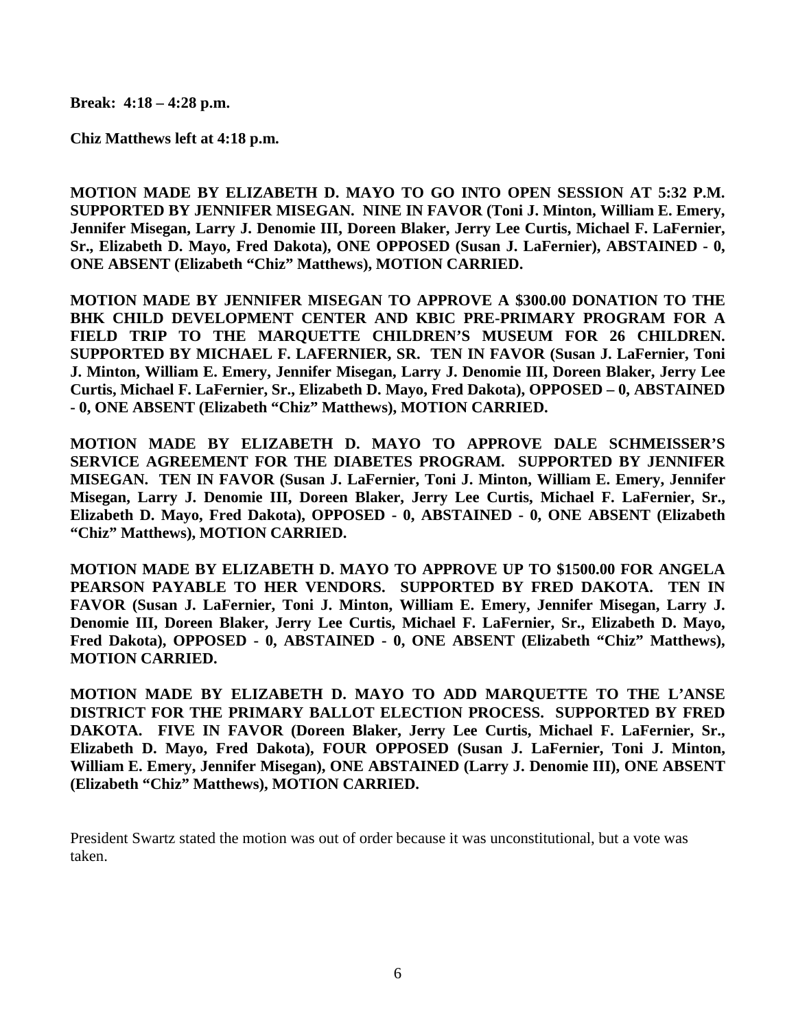**Break: 4:18 – 4:28 p.m.**

**Chiz Matthews left at 4:18 p.m.**

**MOTION MADE BY ELIZABETH D. MAYO TO GO INTO OPEN SESSION AT 5:32 P.M. SUPPORTED BY JENNIFER MISEGAN. NINE IN FAVOR (Toni J. Minton, William E. Emery, Jennifer Misegan, Larry J. Denomie III, Doreen Blaker, Jerry Lee Curtis, Michael F. LaFernier, Sr., Elizabeth D. Mayo, Fred Dakota), ONE OPPOSED (Susan J. LaFernier), ABSTAINED - 0, ONE ABSENT (Elizabeth "Chiz" Matthews), MOTION CARRIED.**

**MOTION MADE BY JENNIFER MISEGAN TO APPROVE A $300.00 DONATION TO THE BHK CHILD DEVELOPMENT CENTER AND KBIC PRE-PRIMARY PROGRAM FOR A FIELD TRIP TO THE MARQUETTE CHILDREN'S MUSEUM FOR 26 CHILDREN. SUPPORTED BY MICHAEL F. LAFERNIER, SR. TEN IN FAVOR (Susan J. LaFernier, Toni J. Minton, William E. Emery, Jennifer Misegan, Larry J. Denomie III, Doreen Blaker, Jerry Lee Curtis, Michael F. LaFernier, Sr., Elizabeth D. Mayo, Fred Dakota), OPPOSED – 0, ABSTAINED - 0, ONE ABSENT (Elizabeth "Chiz" Matthews), MOTION CARRIED.**

**MOTION MADE BY ELIZABETH D. MAYO TO APPROVE DALE SCHMEISSER'S SERVICE AGREEMENT FOR THE DIABETES PROGRAM. SUPPORTED BY JENNIFER MISEGAN. TEN IN FAVOR (Susan J. LaFernier, Toni J. Minton, William E. Emery, Jennifer Misegan, Larry J. Denomie III, Doreen Blaker, Jerry Lee Curtis, Michael F. LaFernier, Sr., Elizabeth D. Mayo, Fred Dakota), OPPOSED - 0, ABSTAINED - 0, ONE ABSENT (Elizabeth "Chiz" Matthews), MOTION CARRIED.**

**MOTION MADE BY ELIZABETH D. MAYO TO APPROVE UP TO $1500.00 FOR ANGELA PEARSON PAYABLE TO HER VENDORS. SUPPORTED BY FRED DAKOTA. TEN IN FAVOR (Susan J. LaFernier, Toni J. Minton, William E. Emery, Jennifer Misegan, Larry J. Denomie III, Doreen Blaker, Jerry Lee Curtis, Michael F. LaFernier, Sr., Elizabeth D. Mayo, Fred Dakota), OPPOSED - 0, ABSTAINED - 0, ONE ABSENT (Elizabeth "Chiz" Matthews), MOTION CARRIED.**

**MOTION MADE BY ELIZABETH D. MAYO TO ADD MARQUETTE TO THE L'ANSE DISTRICT FOR THE PRIMARY BALLOT ELECTION PROCESS. SUPPORTED BY FRED DAKOTA. FIVE IN FAVOR (Doreen Blaker, Jerry Lee Curtis, Michael F. LaFernier, Sr., Elizabeth D. Mayo, Fred Dakota), FOUR OPPOSED (Susan J. LaFernier, Toni J. Minton, William E. Emery, Jennifer Misegan), ONE ABSTAINED (Larry J. Denomie III), ONE ABSENT (Elizabeth "Chiz" Matthews), MOTION CARRIED.**

President Swartz stated the motion was out of order because it was unconstitutional, but a vote was taken.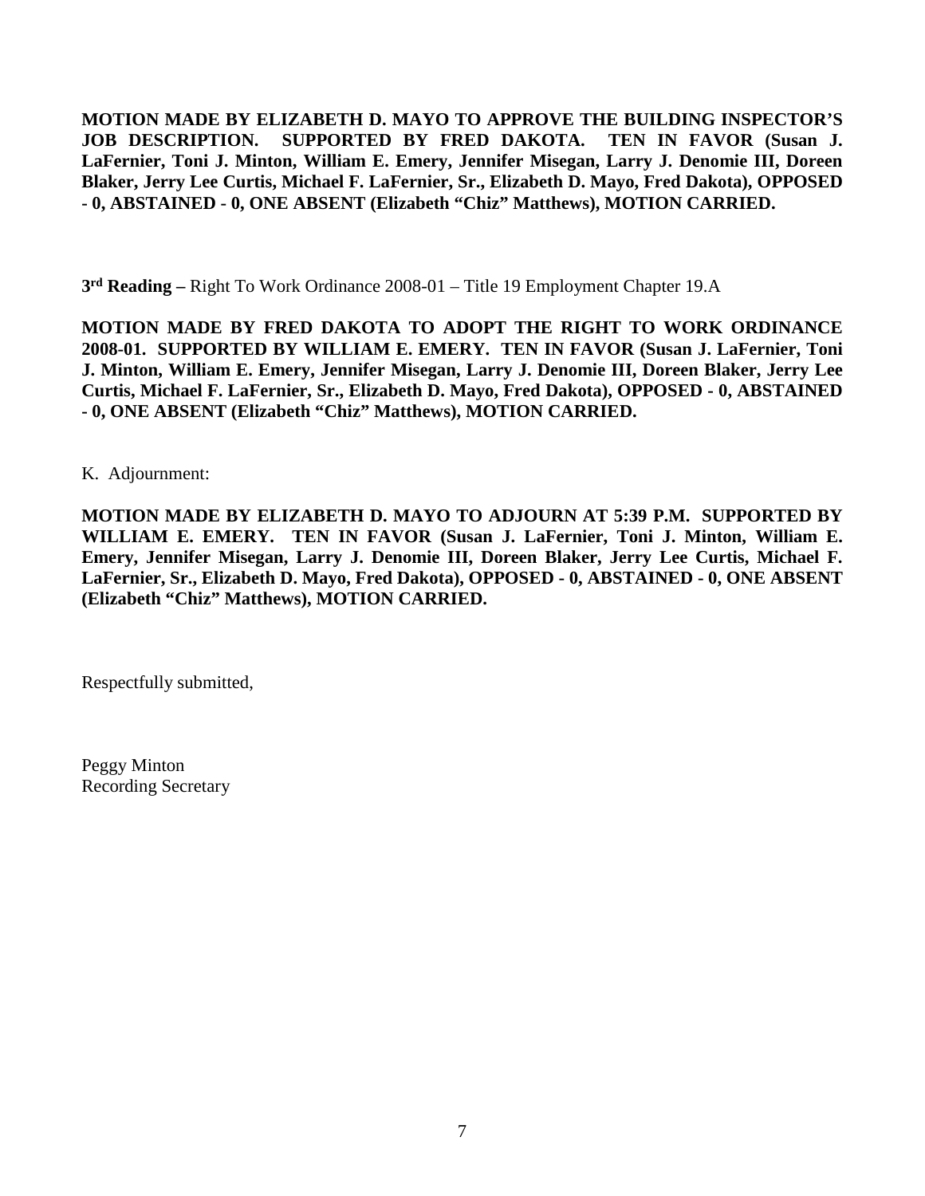**MOTION MADE BY ELIZABETH D. MAYO TO APPROVE THE BUILDING INSPECTOR'S JOB DESCRIPTION. SUPPORTED BY FRED DAKOTA. TEN IN FAVOR (Susan J. LaFernier, Toni J. Minton, William E. Emery, Jennifer Misegan, Larry J. Denomie III, Doreen Blaker, Jerry Lee Curtis, Michael F. LaFernier, Sr., Elizabeth D. Mayo, Fred Dakota), OPPOSED - 0, ABSTAINED - 0, ONE ABSENT (Elizabeth "Chiz" Matthews), MOTION CARRIED.**

**3rd Reading –** Right To Work Ordinance 2008-01 – Title 19 Employment Chapter 19.A

**MOTION MADE BY FRED DAKOTA TO ADOPT THE RIGHT TO WORK ORDINANCE 2008-01. SUPPORTED BY WILLIAM E. EMERY. TEN IN FAVOR (Susan J. LaFernier, Toni J. Minton, William E. Emery, Jennifer Misegan, Larry J. Denomie III, Doreen Blaker, Jerry Lee Curtis, Michael F. LaFernier, Sr., Elizabeth D. Mayo, Fred Dakota), OPPOSED - 0, ABSTAINED - 0, ONE ABSENT (Elizabeth "Chiz" Matthews), MOTION CARRIED.**

K. Adjournment:

**MOTION MADE BY ELIZABETH D. MAYO TO ADJOURN AT 5:39 P.M. SUPPORTED BY WILLIAM E. EMERY. TEN IN FAVOR (Susan J. LaFernier, Toni J. Minton, William E. Emery, Jennifer Misegan, Larry J. Denomie III, Doreen Blaker, Jerry Lee Curtis, Michael F. LaFernier, Sr., Elizabeth D. Mayo, Fred Dakota), OPPOSED - 0, ABSTAINED - 0, ONE ABSENT (Elizabeth "Chiz" Matthews), MOTION CARRIED.**

Respectfully submitted,

Peggy Minton
Recording Secretary